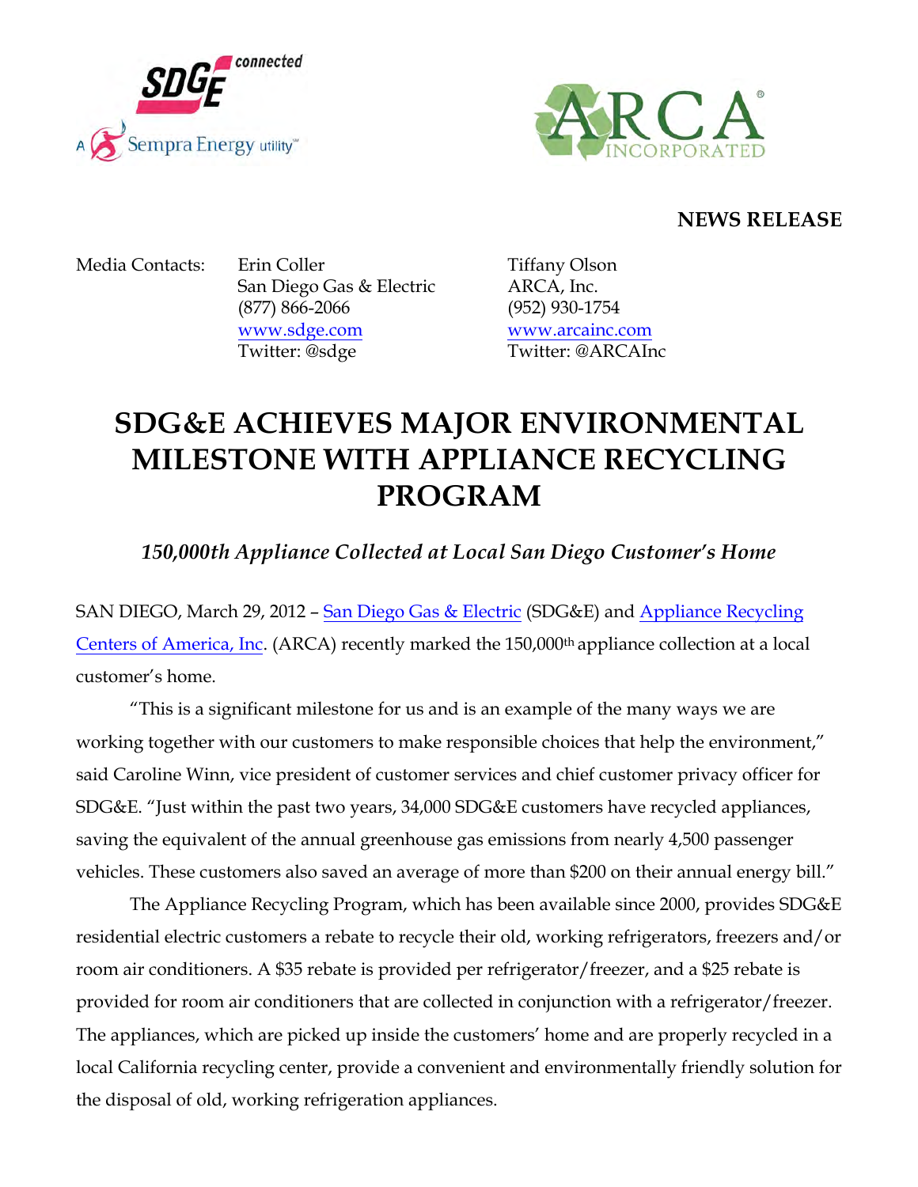**NEWS RELEASE**

Media Contacts:

Erin Coller
San Diego Gas & Electric
(877) 866-2066
www.sdge.com
Twitter: @sdge

Tiffany Olson
ARCA, Inc.
(952) 930-1754
www.arcainc.com
Twitter: @ARCAInc

# SDG&E ACHIEVES MAJOR ENVIRONMENTAL MILESTONE WITH APPLIANCE RECYCLING PROGRAM

### *150,000th Appliance Collected at Local San Diego Customer's Home*

SAN DIEGO, March 29, 2012 – San Diego Gas & Electric (SDG&E) and Appliance Recycling Centers of America, Inc. (ARCA) recently marked the 150,000th appliance collection at a local customer's home.

"This is a significant milestone for us and is an example of the many ways we are working together with our customers to make responsible choices that help the environment," said Caroline Winn, vice president of customer services and chief customer privacy officer for SDG&E. "Just within the past two years, 34,000 SDG&E customers have recycled appliances, saving the equivalent of the annual greenhouse gas emissions from nearly 4,500 passenger vehicles. These customers also saved an average of more than $200 on their annual energy bill."

The Appliance Recycling Program, which has been available since 2000, provides SDG&E residential electric customers a rebate to recycle their old, working refrigerators, freezers and/or room air conditioners. A $35 rebate is provided per refrigerator/freezer, and a $25 rebate is provided for room air conditioners that are collected in conjunction with a refrigerator/freezer. The appliances, which are picked up inside the customers' home and are properly recycled in a local California recycling center, provide a convenient and environmentally friendly solution for the disposal of old, working refrigeration appliances.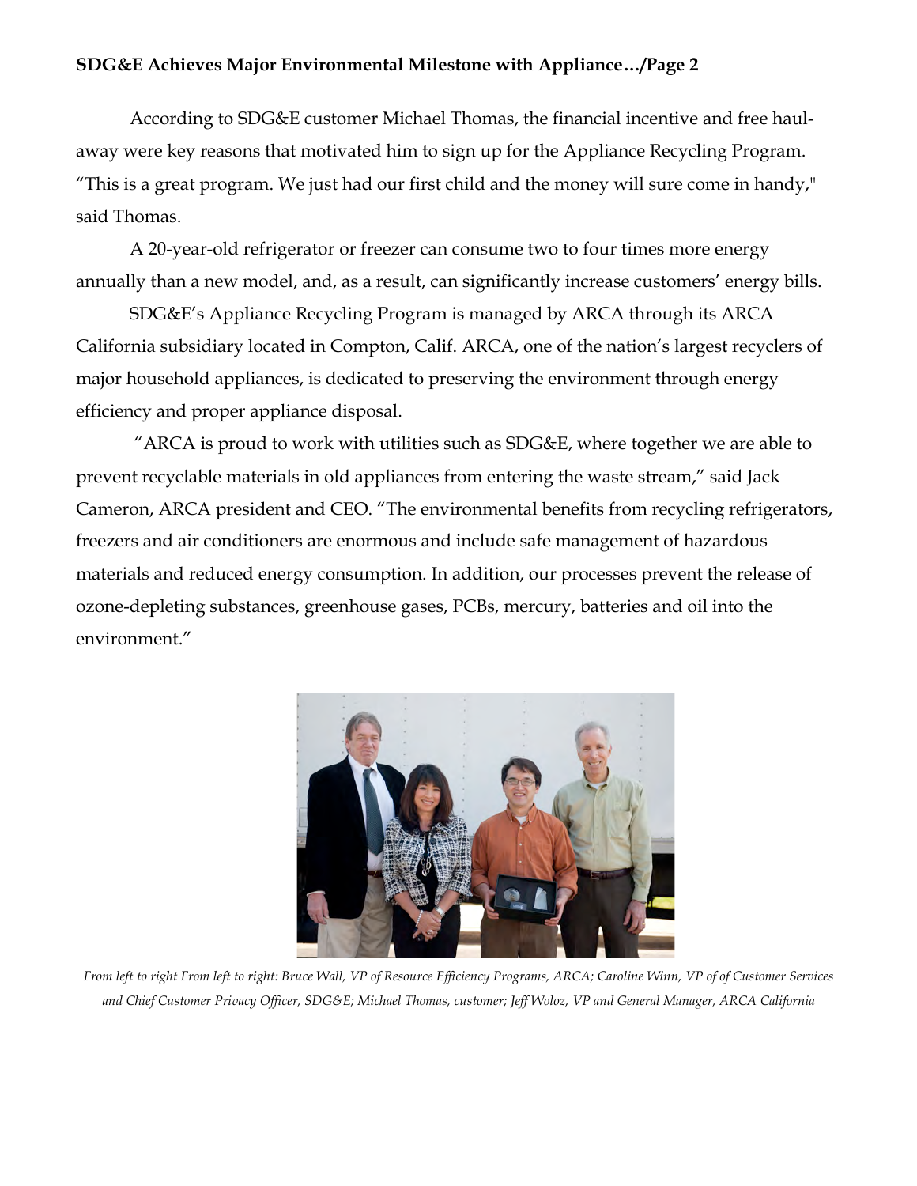According to SDG&E customer Michael Thomas, the financial incentive and free haul-away were key reasons that motivated him to sign up for the Appliance Recycling Program. "This is a great program. We just had our first child and the money will sure come in handy," said Thomas.

A 20-year-old refrigerator or freezer can consume two to four times more energy annually than a new model, and, as a result, can significantly increase customers' energy bills.

SDG&E's Appliance Recycling Program is managed by ARCA through its ARCA California subsidiary located in Compton, Calif. ARCA, one of the nation's largest recyclers of major household appliances, is dedicated to preserving the environment through energy efficiency and proper appliance disposal.

"ARCA is proud to work with utilities such as SDG&E, where together we are able to prevent recyclable materials in old appliances from entering the waste stream," said Jack Cameron, ARCA president and CEO. "The environmental benefits from recycling refrigerators, freezers and air conditioners are enormous and include safe management of hazardous materials and reduced energy consumption. In addition, our processes prevent the release of ozone-depleting substances, greenhouse gases, PCBs, mercury, batteries and oil into the environment."

*From left to right From left to right: Bruce Wall, VP of Resource Efficiency Programs, ARCA; Caroline Winn, VP of of Customer Services and Chief Customer Privacy Officer, SDG&E; Michael Thomas, customer; Jeff Woloz, VP and General Manager, ARCA California*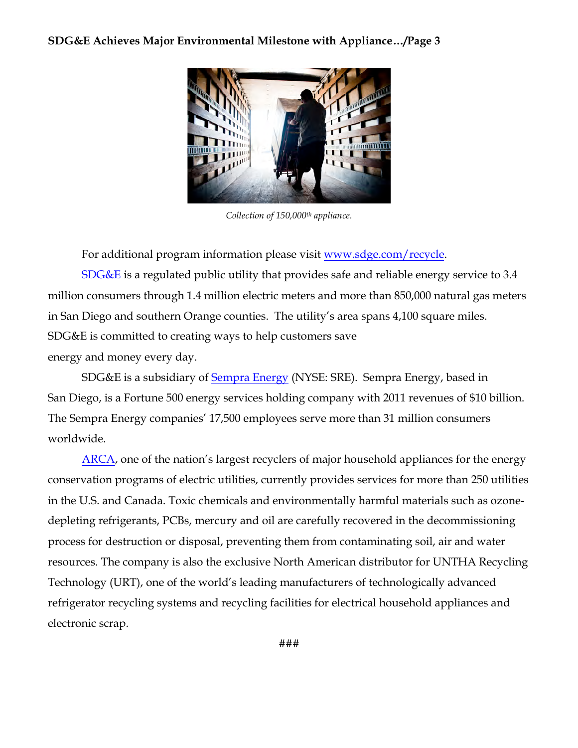*Collection of 150,000th appliance.*

For additional program information please visit www.sdge.com/recycle.

SDG&E is a regulated public utility that provides safe and reliable energy service to 3.4 million consumers through 1.4 million electric meters and more than 850,000 natural gas meters in San Diego and southern Orange counties. The utility's area spans 4,100 square miles. SDG&E is committed to creating ways to help customers save energy and money every day.

SDG&E is a subsidiary of Sempra Energy (NYSE: SRE). Sempra Energy, based in San Diego, is a Fortune 500 energy services holding company with 2011 revenues of $10 billion. The Sempra Energy companies' 17,500 employees serve more than 31 million consumers worldwide.

ARCA, one of the nation's largest recyclers of major household appliances for the energy conservation programs of electric utilities, currently provides services for more than 250 utilities in the U.S. and Canada. Toxic chemicals and environmentally harmful materials such as ozone-depleting refrigerants, PCBs, mercury and oil are carefully recovered in the decommissioning process for destruction or disposal, preventing them from contaminating soil, air and water resources. The company is also the exclusive North American distributor for UNTHA Recycling Technology (URT), one of the world's leading manufacturers of technologically advanced refrigerator recycling systems and recycling facilities for electrical household appliances and electronic scrap.

###